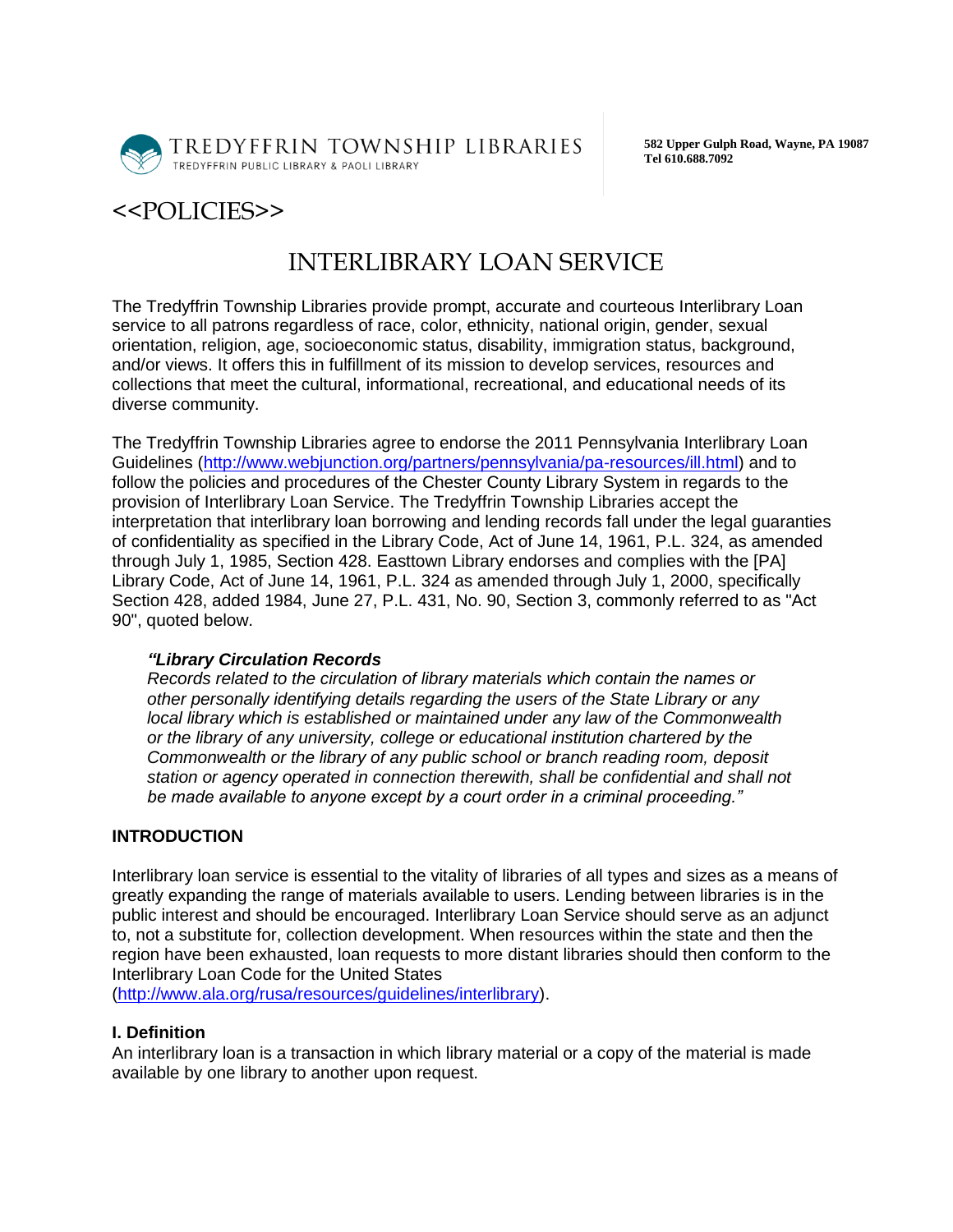TREDYFFRIN TOWNSHIP LIBRARIES
TREDYFFRIN PUBLIC LIBRARY & PAOLI LIBRARY

**582 Upper Gulph Road, Wayne, PA 19087**
**Tel 610.688.7092**

# <<POLICIES>>

## INTERLIBRARY LOAN SERVICE

The Tredyffrin Township Libraries provide prompt, accurate and courteous Interlibrary Loan service to all patrons regardless of race, color, ethnicity, national origin, gender, sexual orientation, religion, age, socioeconomic status, disability, immigration status, background, and/or views. It offers this in fulfillment of its mission to develop services, resources and collections that meet the cultural, informational, recreational, and educational needs of its diverse community.

The Tredyffrin Township Libraries agree to endorse the 2011 Pennsylvania Interlibrary Loan Guidelines (http://www.webjunction.org/partners/pennsylvania/pa-resources/ill.html) and to follow the policies and procedures of the Chester County Library System in regards to the provision of Interlibrary Loan Service. The Tredyffrin Township Libraries accept the interpretation that interlibrary loan borrowing and lending records fall under the legal guaranties of confidentiality as specified in the Library Code, Act of June 14, 1961, P.L. 324, as amended through July 1, 1985, Section 428. Easttown Library endorses and complies with the [PA] Library Code, Act of June 14, 1961, P.L. 324 as amended through July 1, 2000, specifically Section 428, added 1984, June 27, P.L. 431, No. 90, Section 3, commonly referred to as "Act 90", quoted below.

> ***"Library Circulation Records***
> *Records related to the circulation of library materials which contain the names or other personally identifying details regarding the users of the State Library or any local library which is established or maintained under any law of the Commonwealth or the library of any university, college or educational institution chartered by the Commonwealth or the library of any public school or branch reading room, deposit station or agency operated in connection therewith, shall be confidential and shall not be made available to anyone except by a court order in a criminal proceeding."*

### INTRODUCTION

Interlibrary loan service is essential to the vitality of libraries of all types and sizes as a means of greatly expanding the range of materials available to users. Lending between libraries is in the public interest and should be encouraged. Interlibrary Loan Service should serve as an adjunct to, not a substitute for, collection development. When resources within the state and then the region have been exhausted, loan requests to more distant libraries should then conform to the Interlibrary Loan Code for the United States (http://www.ala.org/rusa/resources/guidelines/interlibrary).

### I. Definition

An interlibrary loan is a transaction in which library material or a copy of the material is made available by one library to another upon request.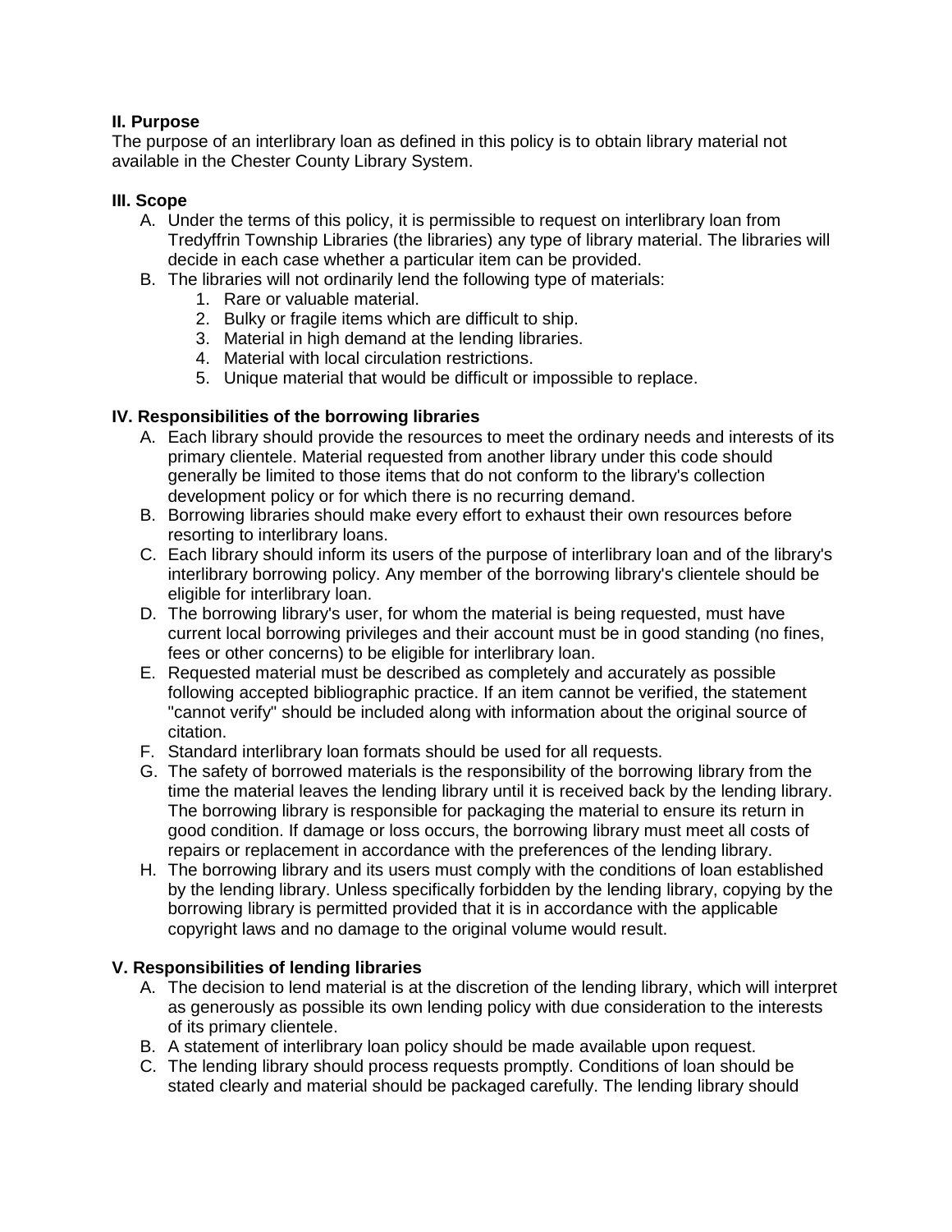**II. Purpose**
The purpose of an interlibrary loan as defined in this policy is to obtain library material not available in the Chester County Library System.

**III. Scope**

A. Under the terms of this policy, it is permissible to request on interlibrary loan from Tredyffrin Township Libraries (the libraries) any type of library material. The libraries will decide in each case whether a particular item can be provided.
B. The libraries will not ordinarily lend the following type of materials:
    1. Rare or valuable material.
    2. Bulky or fragile items which are difficult to ship.
    3. Material in high demand at the lending libraries.
    4. Material with local circulation restrictions.
    5. Unique material that would be difficult or impossible to replace.

**IV. Responsibilities of the borrowing libraries**

A. Each library should provide the resources to meet the ordinary needs and interests of its primary clientele. Material requested from another library under this code should generally be limited to those items that do not conform to the library's collection development policy or for which there is no recurring demand.
B. Borrowing libraries should make every effort to exhaust their own resources before resorting to interlibrary loans.
C. Each library should inform its users of the purpose of interlibrary loan and of the library's interlibrary borrowing policy. Any member of the borrowing library's clientele should be eligible for interlibrary loan.
D. The borrowing library's user, for whom the material is being requested, must have current local borrowing privileges and their account must be in good standing (no fines, fees or other concerns) to be eligible for interlibrary loan.
E. Requested material must be described as completely and accurately as possible following accepted bibliographic practice. If an item cannot be verified, the statement "cannot verify" should be included along with information about the original source of citation.
F. Standard interlibrary loan formats should be used for all requests.
G. The safety of borrowed materials is the responsibility of the borrowing library from the time the material leaves the lending library until it is received back by the lending library. The borrowing library is responsible for packaging the material to ensure its return in good condition. If damage or loss occurs, the borrowing library must meet all costs of repairs or replacement in accordance with the preferences of the lending library.
H. The borrowing library and its users must comply with the conditions of loan established by the lending library. Unless specifically forbidden by the lending library, copying by the borrowing library is permitted provided that it is in accordance with the applicable copyright laws and no damage to the original volume would result.

**V. Responsibilities of lending libraries**

A. The decision to lend material is at the discretion of the lending library, which will interpret as generously as possible its own lending policy with due consideration to the interests of its primary clientele.
B. A statement of interlibrary loan policy should be made available upon request.
C. The lending library should process requests promptly. Conditions of loan should be stated clearly and material should be packaged carefully. The lending library should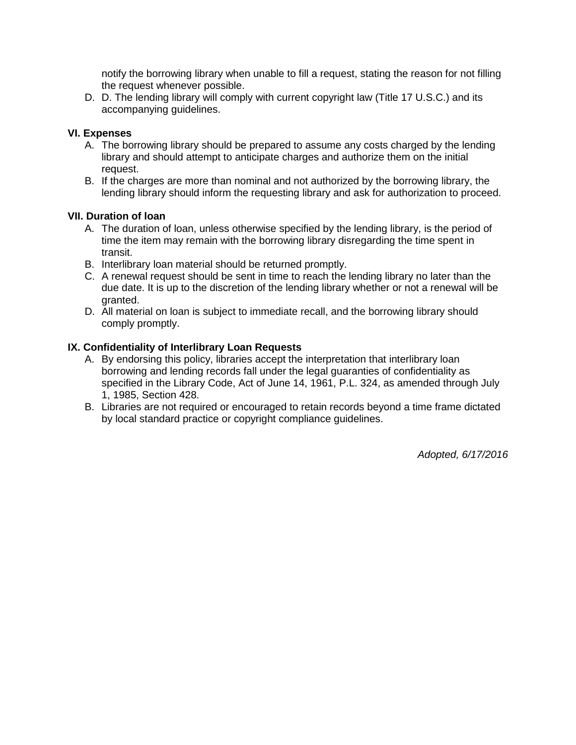notify the borrowing library when unable to fill a request, stating the reason for not filling the request whenever possible.

D. D. The lending library will comply with current copyright law (Title 17 U.S.C.) and its accompanying guidelines.

**VI. Expenses**

A. The borrowing library should be prepared to assume any costs charged by the lending library and should attempt to anticipate charges and authorize them on the initial request.

B. If the charges are more than nominal and not authorized by the borrowing library, the lending library should inform the requesting library and ask for authorization to proceed.

**VII. Duration of loan**

A. The duration of loan, unless otherwise specified by the lending library, is the period of time the item may remain with the borrowing library disregarding the time spent in transit.

B. Interlibrary loan material should be returned promptly.

C. A renewal request should be sent in time to reach the lending library no later than the due date. It is up to the discretion of the lending library whether or not a renewal will be granted.

D. All material on loan is subject to immediate recall, and the borrowing library should comply promptly.

**IX. Confidentiality of Interlibrary Loan Requests**

A. By endorsing this policy, libraries accept the interpretation that interlibrary loan borrowing and lending records fall under the legal guaranties of confidentiality as specified in the Library Code, Act of June 14, 1961, P.L. 324, as amended through July 1, 1985, Section 428.

B. Libraries are not required or encouraged to retain records beyond a time frame dictated by local standard practice or copyright compliance guidelines.

*Adopted, 6/17/2016*